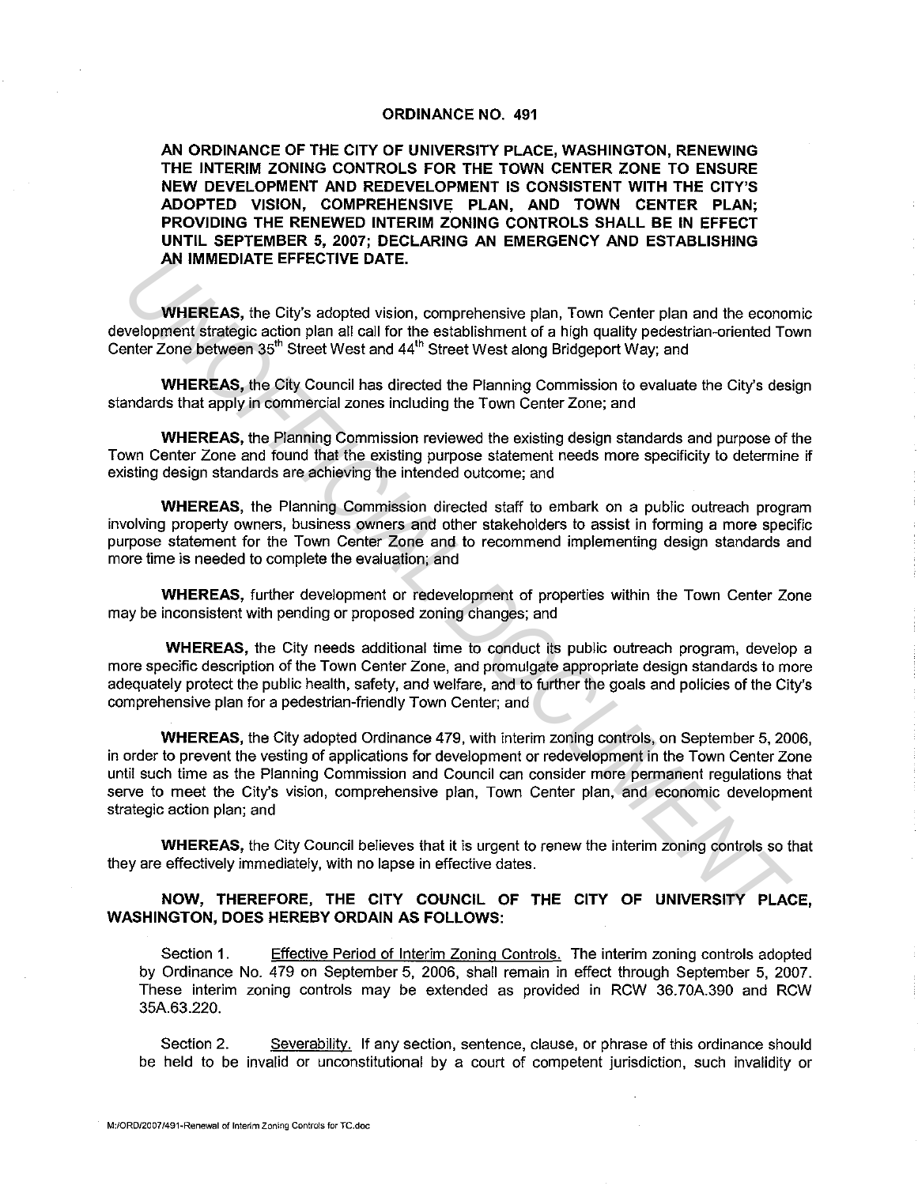# ORDINANCE NO. 491

**AN ORDINANCE OF THE CITY OF UNIVERSITY PLACE, WASHINGTON, RENEWING THE INTERIM ZONING CONTROLS FOR THE TOWN CENTER ZONE TO ENSURE NEW DEVELOPMENT AND REDEVELOPMENT IS CONSISTENT WITH THE CITY'S ADOPTED VISION, COMPREHENSIVE PLAN, AND TOWN CENTER PLAN; PROVIDING THE RENEWED INTERIM ZONING CONTROLS SHALL BE IN EFFECT UNTIL SEPTEMBER 5, 2007; DECLARING AN EMERGENCY AND ESTABLISHING AN IMMEDIATE EFFECTIVE DATE.**

**WHEREAS,** the City's adopted vision, comprehensive plan, Town Center plan and the economic development strategic action plan all call for the establishment of a high quality pedestrian-oriented Town Center Zone between 35th Street West and 44th Street West along Bridgeport Way; and

**WHEREAS,** the City Council has directed the Planning Commission to evaluate the City's design standards that apply in commercial zones including the Town Center Zone; and

**WHEREAS,** the Planning Commission reviewed the existing design standards and purpose of the Town Center Zone and found that the existing purpose statement needs more specificity to determine if existing design standards are achieving the intended outcome; and

**WHEREAS,** the Planning Commission directed staff to embark on a public outreach program involving property owners, business owners and other stakeholders to assist in forming a more specific purpose statement for the Town Center Zone and to recommend implementing design standards and more time is needed to complete the evaluation; and

**WHEREAS,** further development or redevelopment of properties within the Town Center Zone may be inconsistent with pending or proposed zoning changes; and

**WHEREAS,** the City needs additional time to conduct its public outreach program, develop a more specific description of the Town Center Zone, and promulgate appropriate design standards to more adequately protect the public health, safety, and welfare, and to further the goals and policies of the City's comprehensive plan for a pedestrian-friendly Town Center; and

**WHEREAS,** the City adopted Ordinance 479, with interim zoning controls, on September 5, 2006, in order to prevent the vesting of applications for development or redevelopment in the Town Center Zone until such time as the Planning Commission and Council can consider more permanent regulations that serve to meet the City's vision, comprehensive plan, Town Center plan, and economic development strategic action plan; and

**WHEREAS,** the City Council believes that it is urgent to renew the interim zoning controls so that they are effectively immediately, with no lapse in effective dates.

**NOW, THEREFORE, THE CITY COUNCIL OF THE CITY OF UNIVERSITY PLACE, WASHINGTON, DOES HEREBY ORDAIN AS FOLLOWS:**

Section 1. Effective Period of Interim Zoning Controls. The interim zoning controls adopted by Ordinance No. 479 on September 5, 2006, shall remain in effect through September 5, 2007. These interim zoning controls may be extended as provided in RCW 36.70A.390 and RCW 35A.63.220.

Section 2. Severability. If any section, sentence, clause, or phrase of this ordinance should be held to be invalid or unconstitutional by a court of competent jurisdiction, such invalidity or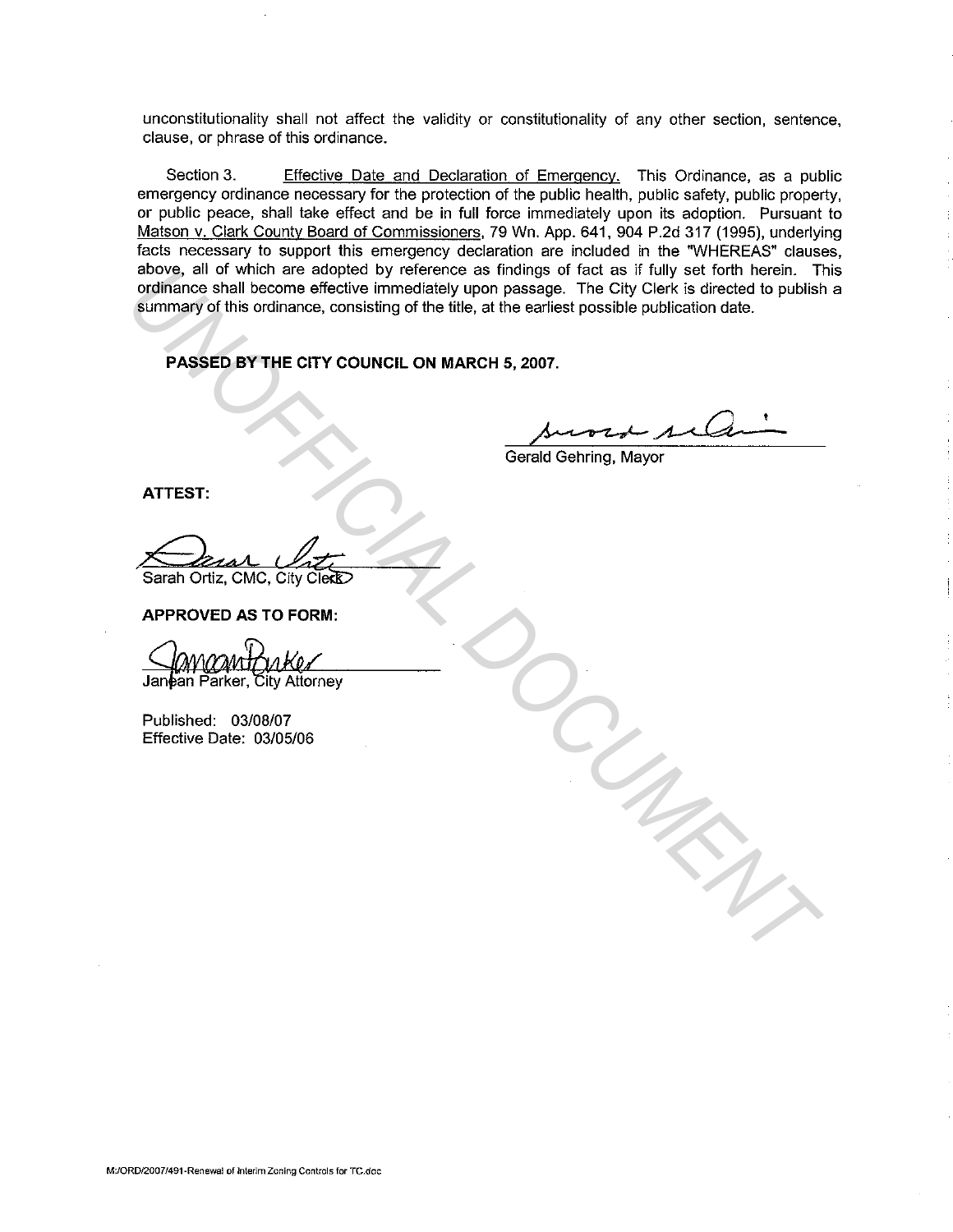unconstitutionality shall not affect the validity or constitutionality of any other section, sentence, clause, or phrase of this ordinance.

Section 3. Effective Date and Declaration of Emergency. This Ordinance, as a public emergency ordinance necessary for the protection of the public health, public safety, public property, or public peace, shall take effect and be in full force immediately upon its adoption. Pursuant to Matson v. Clark County Board of Commissioners, 79 Wn. App. 641, 904 P.2d 317 (1995), underlying facts necessary to support this emergency declaration are included in the "WHEREAS" clauses, above, all of which are adopted by reference as findings of fact as if fully set forth herein. This ordinance shall become effective immediately upon passage. The City Clerk is directed to publish a summary of this ordinance, consisting of the title, at the earliest possible publication date.

**PASSED BY THE CITY COUNCIL ON MARCH 5, 2007.**

Gerald Gehring, Mayor

**ATTEST:**

Sarah Ortiz, CMC, City Clerk

**APPROVED AS TO FORM:**

Janean Parker, City Attorney

Published: 03/08/07
Effective Date: 03/05/06

UNOFFICIAL DOCUMENT

M:/ORD/2007/491-Renewal of Interim Zoning Controls for TC.doc